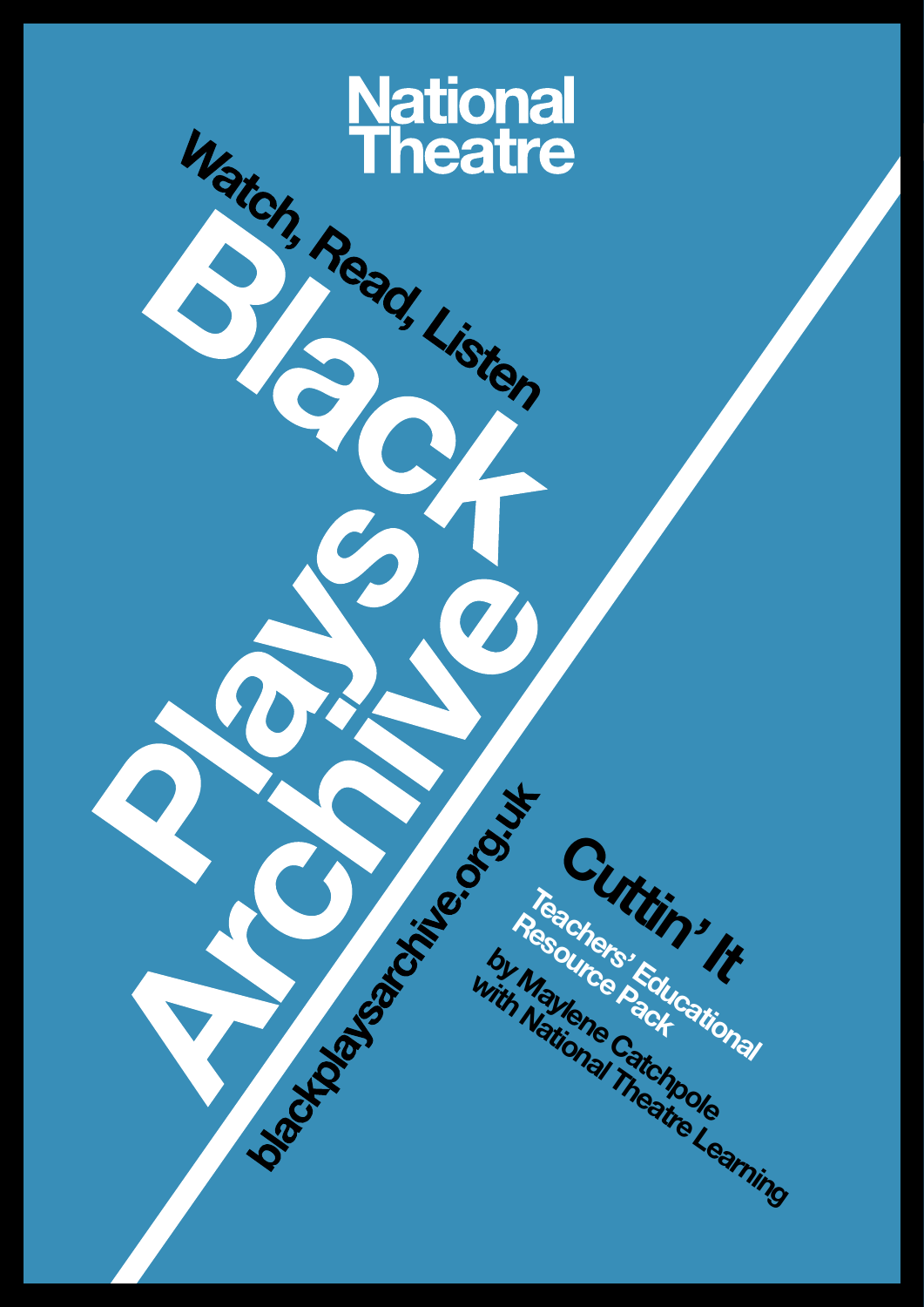National Theatre

Watch, Read, Listen

# Black Plays Archive

blackplaysarchive.org.uk

## Cuttin' It

Teachers' Educational Resource Pack

by Maylene Catchpole with National Theatre Learning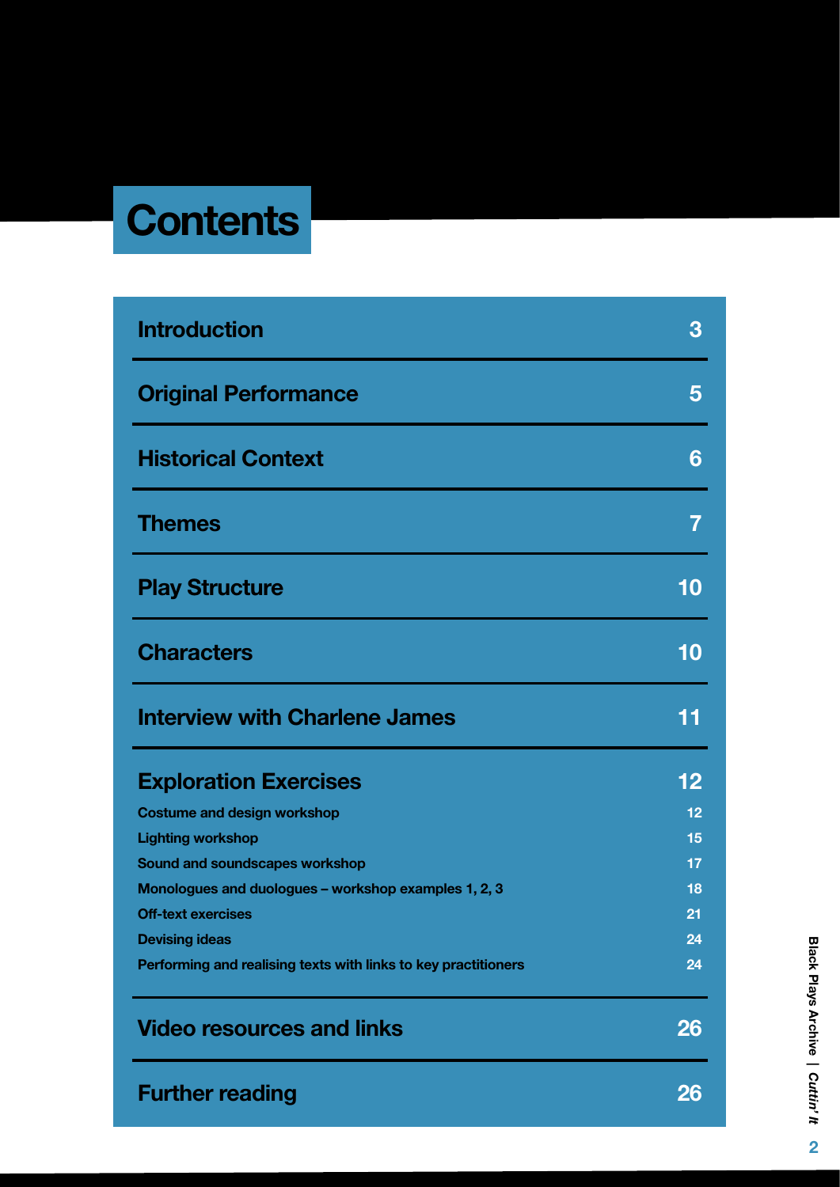# Contents

| | |
|---|---|
| **Introduction** | **3** |
| **Original Performance** | **5** |
| **Historical Context** | **6** |
| **Themes** | **7** |
| **Play Structure** | **10** |
| **Characters** | **10** |
| **Interview with Charlene James** | **11** |
| **Exploration Exercises** | **12** |
| Costume and design workshop | 12 |
| Lighting workshop | 15 |
| Sound and soundscapes workshop | 17 |
| Monologues and duologues – workshop examples 1, 2, 3 | 18 |
| Off-text exercises | 21 |
| Devising ideas | 24 |
| Performing and realising texts with links to key practitioners | 24 |
| **Video resources and links** | **26** |
| **Further reading** | **26** |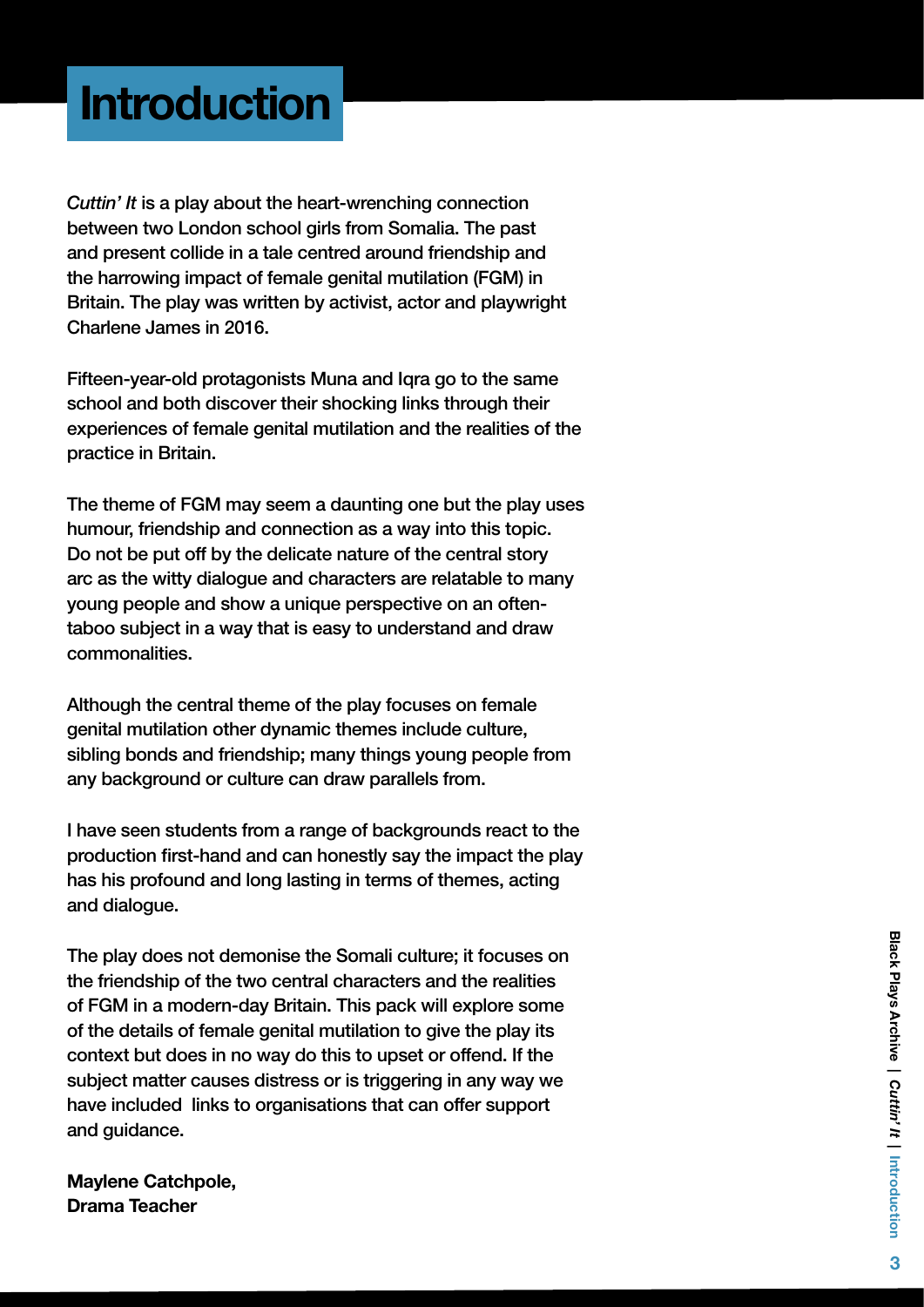# Introduction

*Cuttin' It* is a play about the heart-wrenching connection between two London school girls from Somalia. The past and present collide in a tale centred around friendship and the harrowing impact of female genital mutilation (FGM) in Britain. The play was written by activist, actor and playwright Charlene James in 2016.

Fifteen-year-old protagonists Muna and Iqra go to the same school and both discover their shocking links through their experiences of female genital mutilation and the realities of the practice in Britain.

The theme of FGM may seem a daunting one but the play uses humour, friendship and connection as a way into this topic. Do not be put off by the delicate nature of the central story arc as the witty dialogue and characters are relatable to many young people and show a unique perspective on an often-taboo subject in a way that is easy to understand and draw commonalities.

Although the central theme of the play focuses on female genital mutilation other dynamic themes include culture, sibling bonds and friendship; many things young people from any background or culture can draw parallels from.

I have seen students from a range of backgrounds react to the production first-hand and can honestly say the impact the play has his profound and long lasting in terms of themes, acting and dialogue.

The play does not demonise the Somali culture; it focuses on the friendship of the two central characters and the realities of FGM in a modern-day Britain. This pack will explore some of the details of female genital mutilation to give the play its context but does in no way do this to upset or offend. If the subject matter causes distress or is triggering in any way we have included links to organisations that can offer support and guidance.

**Maylene Catchpole,**
**Drama Teacher**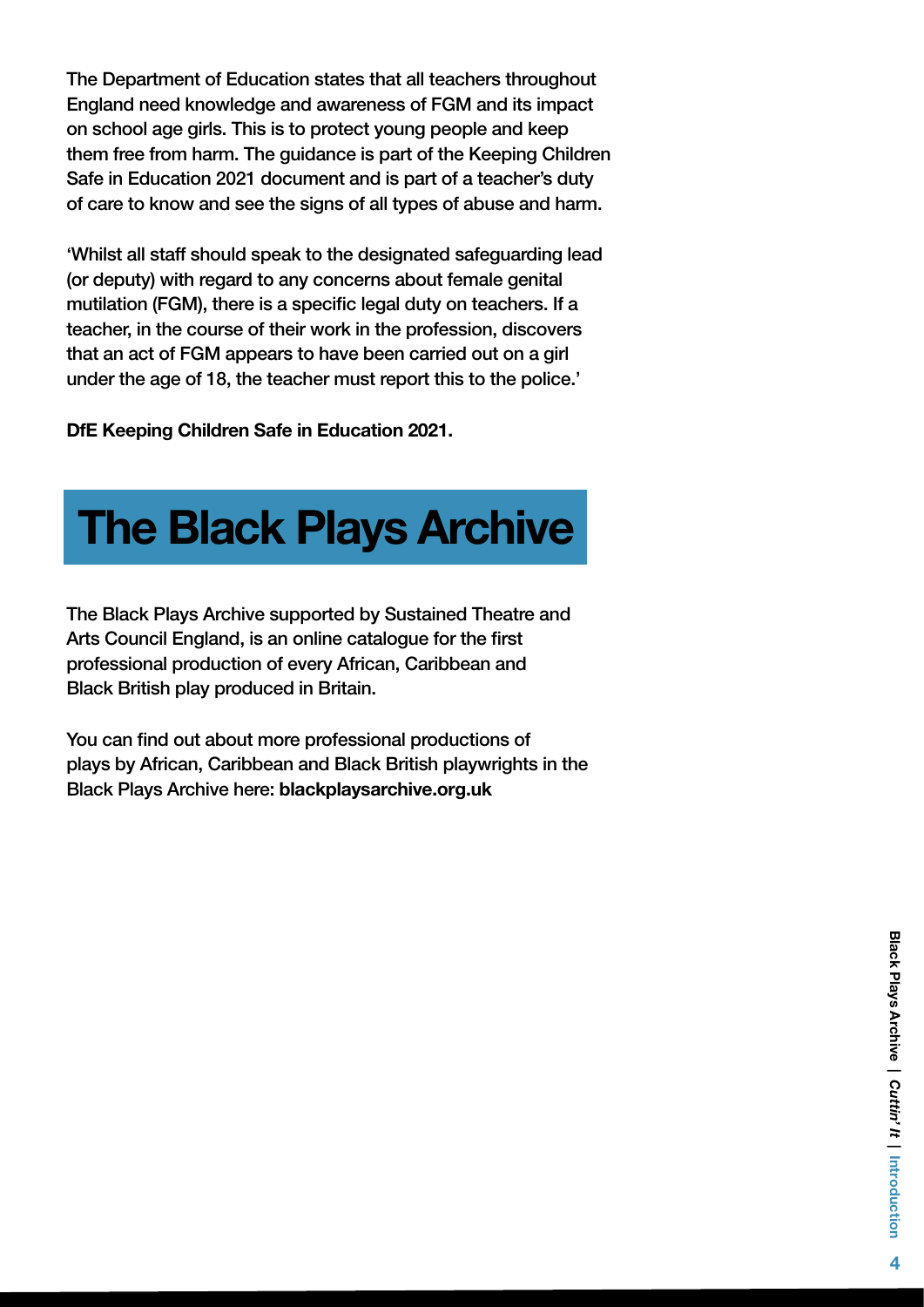The Department of Education states that all teachers throughout England need knowledge and awareness of FGM and its impact on school age girls. This is to protect young people and keep them free from harm. The guidance is part of the Keeping Children Safe in Education 2021 document and is part of a teacher's duty of care to know and see the signs of all types of abuse and harm.

'Whilst all staff should speak to the designated safeguarding lead (or deputy) with regard to any concerns about female genital mutilation (FGM), there is a specific legal duty on teachers. If a teacher, in the course of their work in the profession, discovers that an act of FGM appears to have been carried out on a girl under the age of 18, the teacher must report this to the police.'

**DfE Keeping Children Safe in Education 2021.**

# The Black Plays Archive

The Black Plays Archive supported by Sustained Theatre and Arts Council England, is an online catalogue for the first professional production of every African, Caribbean and Black British play produced in Britain.

You can find out about more professional productions of plays by African, Caribbean and Black British playwrights in the Black Plays Archive here: **blackplaysarchive.org.uk**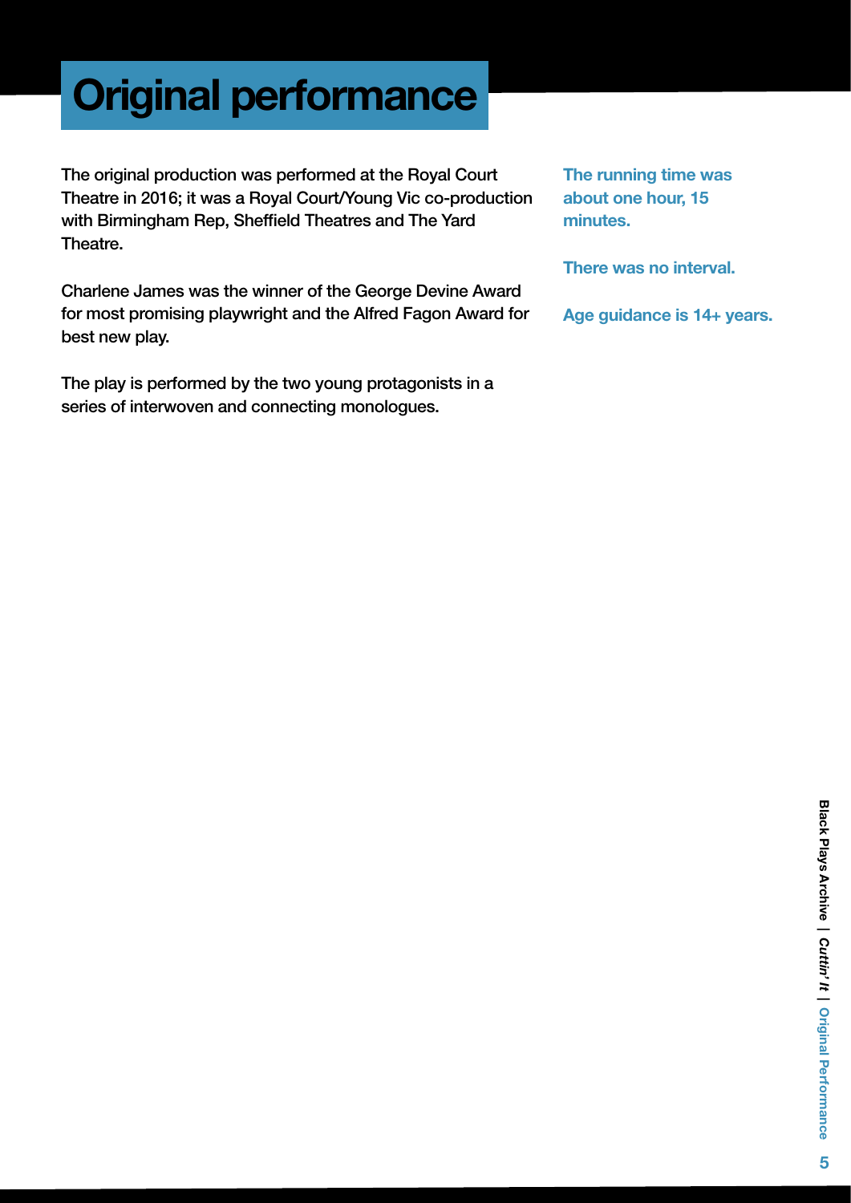# Original performance

The original production was performed at the Royal Court Theatre in 2016; it was a Royal Court/Young Vic co-production with Birmingham Rep, Sheffield Theatres and The Yard Theatre.

Charlene James was the winner of the George Devine Award for most promising playwright and the Alfred Fagon Award for best new play.

The play is performed by the two young protagonists in a series of interwoven and connecting monologues.

**The running time was about one hour, 15 minutes.**

**There was no interval.**

**Age guidance is 14+ years.**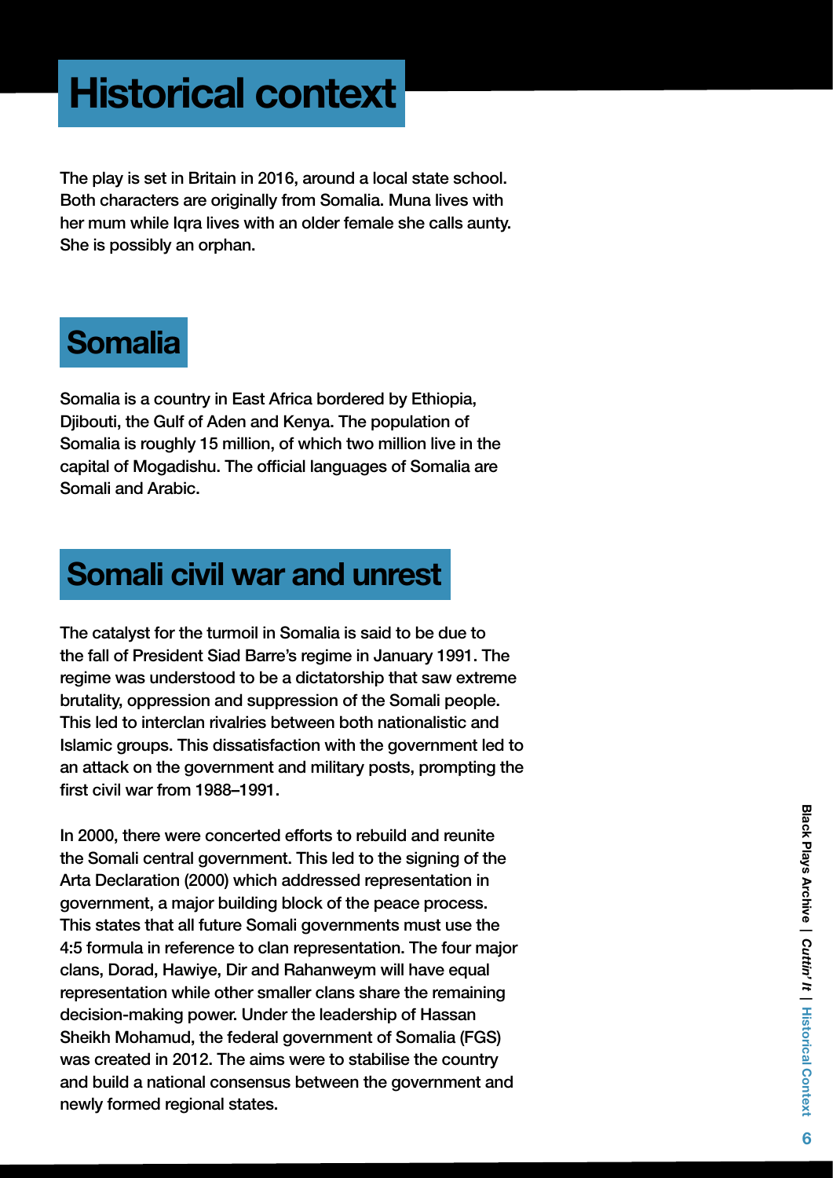# Historical context

The play is set in Britain in 2016, around a local state school. Both characters are originally from Somalia. Muna lives with her mum while Iqra lives with an older female she calls aunty. She is possibly an orphan.

## Somalia

Somalia is a country in East Africa bordered by Ethiopia, Djibouti, the Gulf of Aden and Kenya. The population of Somalia is roughly 15 million, of which two million live in the capital of Mogadishu. The official languages of Somalia are Somali and Arabic.

## Somali civil war and unrest

The catalyst for the turmoil in Somalia is said to be due to the fall of President Siad Barre's regime in January 1991. The regime was understood to be a dictatorship that saw extreme brutality, oppression and suppression of the Somali people. This led to interclan rivalries between both nationalistic and Islamic groups. This dissatisfaction with the government led to an attack on the government and military posts, prompting the first civil war from 1988–1991.

In 2000, there were concerted efforts to rebuild and reunite the Somali central government. This led to the signing of the Arta Declaration (2000) which addressed representation in government, a major building block of the peace process. This states that all future Somali governments must use the 4:5 formula in reference to clan representation. The four major clans, Dorad, Hawiye, Dir and Rahanweym will have equal representation while other smaller clans share the remaining decision-making power. Under the leadership of Hassan Sheikh Mohamud, the federal government of Somalia (FGS) was created in 2012. The aims were to stabilise the country and build a national consensus between the government and newly formed regional states.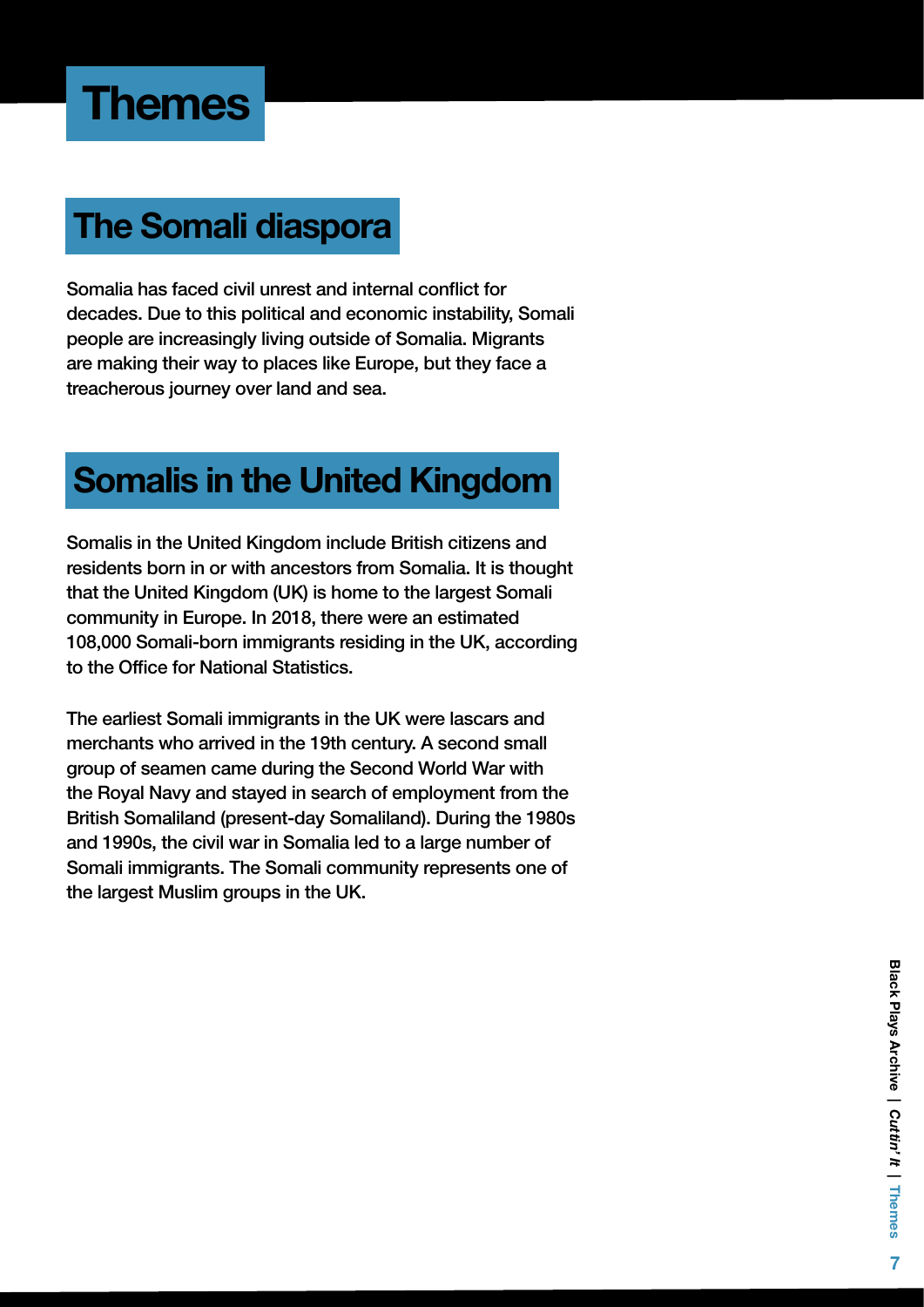# Themes

## The Somali diaspora

Somalia has faced civil unrest and internal conflict for decades. Due to this political and economic instability, Somali people are increasingly living outside of Somalia. Migrants are making their way to places like Europe, but they face a treacherous journey over land and sea.

## Somalis in the United Kingdom

Somalis in the United Kingdom include British citizens and residents born in or with ancestors from Somalia. It is thought that the United Kingdom (UK) is home to the largest Somali community in Europe. In 2018, there were an estimated 108,000 Somali-born immigrants residing in the UK, according to the Office for National Statistics.

The earliest Somali immigrants in the UK were lascars and merchants who arrived in the 19th century. A second small group of seamen came during the Second World War with the Royal Navy and stayed in search of employment from the British Somaliland (present-day Somaliland). During the 1980s and 1990s, the civil war in Somalia led to a large number of Somali immigrants. The Somali community represents one of the largest Muslim groups in the UK.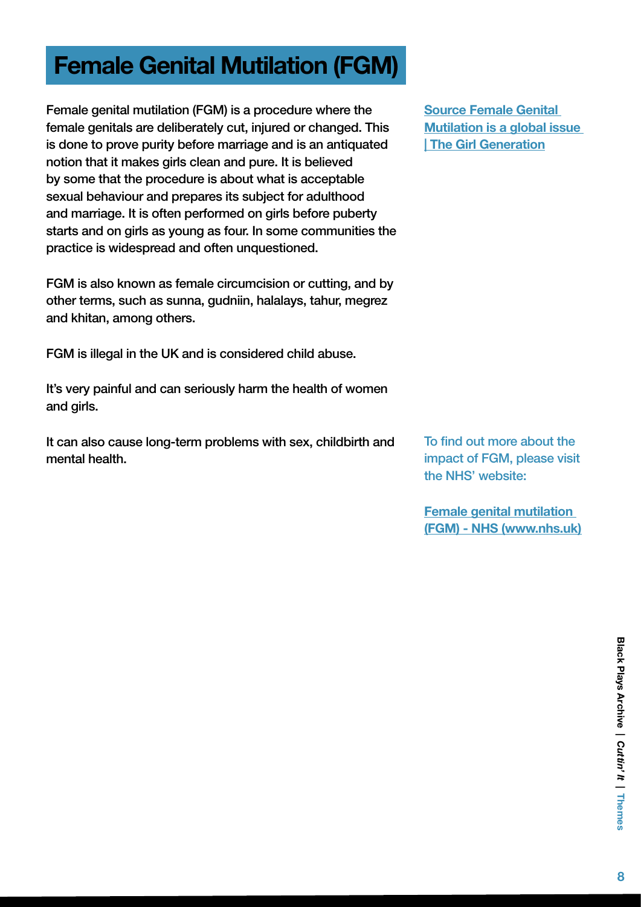# Female Genital Mutilation (FGM)

Female genital mutilation (FGM) is a procedure where the female genitals are deliberately cut, injured or changed. This is done to prove purity before marriage and is an antiquated notion that it makes girls clean and pure. It is believed by some that the procedure is about what is acceptable sexual behaviour and prepares its subject for adulthood and marriage. It is often performed on girls before puberty starts and on girls as young as four. In some communities the practice is widespread and often unquestioned.

**Source Female Genital Mutilation is a global issue | The Girl Generation**

FGM is also known as female circumcision or cutting, and by other terms, such as sunna, gudniin, halalays, tahur, megrez and khitan, among others.

FGM is illegal in the UK and is considered child abuse.

It's very painful and can seriously harm the health of women and girls.

It can also cause long-term problems with sex, childbirth and mental health.

To find out more about the impact of FGM, please visit the NHS' website:

**Female genital mutilation (FGM) - NHS (www.nhs.uk)**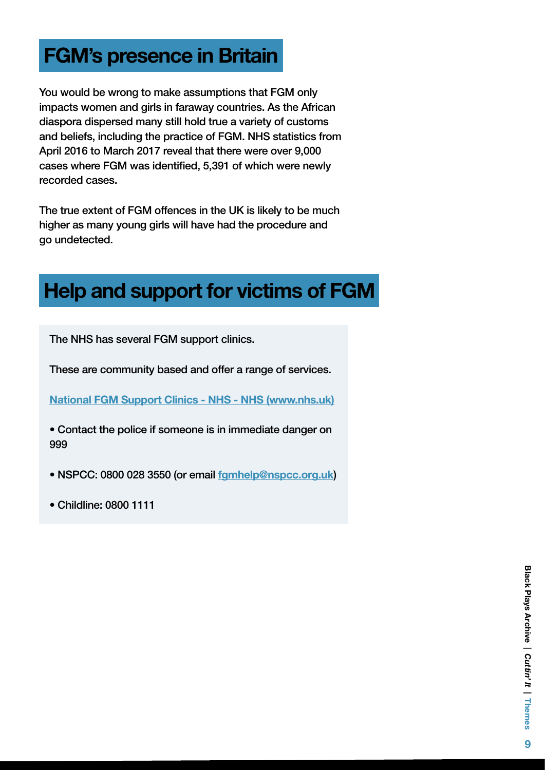## FGM's presence in Britain

You would be wrong to make assumptions that FGM only impacts women and girls in faraway countries. As the African diaspora dispersed many still hold true a variety of customs and beliefs, including the practice of FGM. NHS statistics from April 2016 to March 2017 reveal that there were over 9,000 cases where FGM was identified, 5,391 of which were newly recorded cases.

The true extent of FGM offences in the UK is likely to be much higher as many young girls will have had the procedure and go undetected.

## Help and support for victims of FGM

The NHS has several FGM support clinics.

These are community based and offer a range of services.

[National FGM Support Clinics - NHS - NHS (www.nhs.uk)](https://www.nhs.uk)

- Contact the police if someone is in immediate danger on 999
- NSPCC: 0800 028 3550 (or email [fgmhelp@nspcc.org.uk](mailto:fgmhelp@nspcc.org.uk))
- Childline: 0800 1111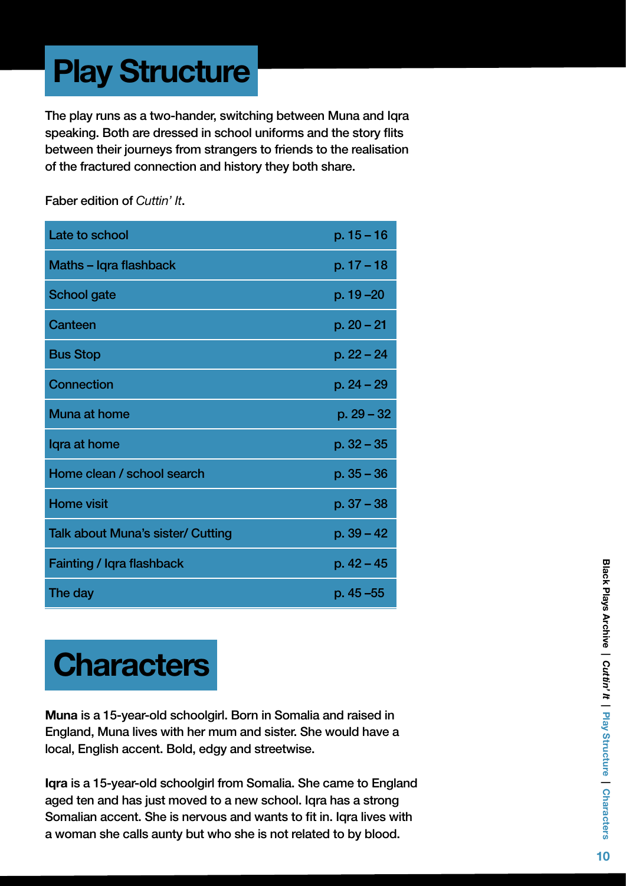# Play Structure

The play runs as a two-hander, switching between Muna and Iqra speaking. Both are dressed in school uniforms and the story flits between their journeys from strangers to friends to the realisation of the fractured connection and history they both share.

Faber edition of *Cuttin' It*.

| | |
|---|---|
| Late to school | p. 15 – 16 |
| Maths – Iqra flashback | p. 17 – 18 |
| School gate | p. 19 –20 |
| Canteen | p. 20 – 21 |
| Bus Stop | p. 22 – 24 |
| Connection | p. 24 – 29 |
| Muna at home | p. 29 – 32 |
| Iqra at home | p. 32 – 35 |
| Home clean / school search | p. 35 – 36 |
| Home visit | p. 37 – 38 |
| Talk about Muna's sister/ Cutting | p. 39 – 42 |
| Fainting / Iqra flashback | p. 42 – 45 |
| The day | p. 45 –55 |

# Characters

**Muna** is a 15-year-old schoolgirl. Born in Somalia and raised in England, Muna lives with her mum and sister. She would have a local, English accent. Bold, edgy and streetwise.

**Iqra** is a 15-year-old schoolgirl from Somalia. She came to England aged ten and has just moved to a new school. Iqra has a strong Somalian accent. She is nervous and wants to fit in. Iqra lives with a woman she calls aunty but who she is not related to by blood.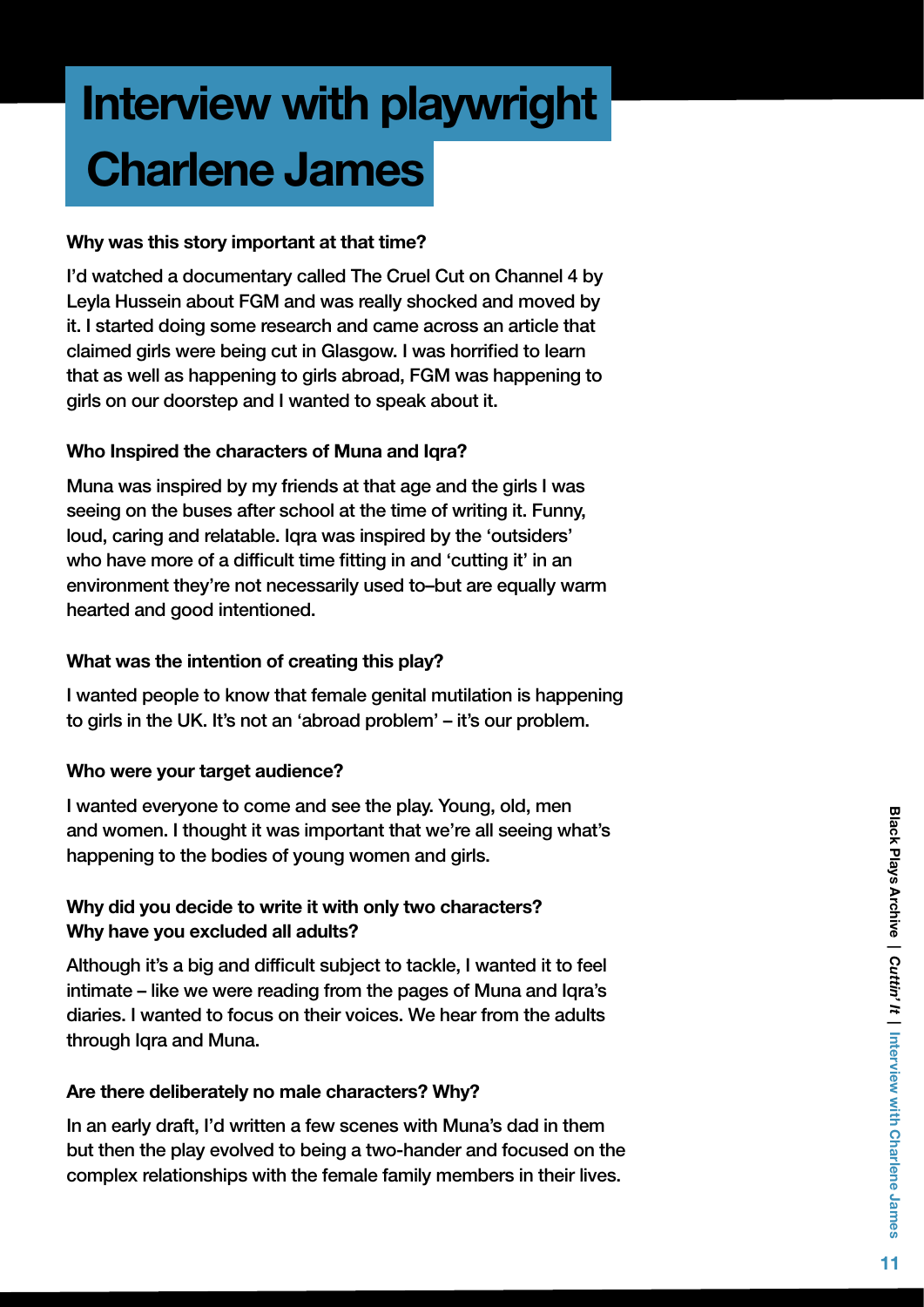# Interview with playwright Charlene James

**Why was this story important at that time?**

I'd watched a documentary called The Cruel Cut on Channel 4 by Leyla Hussein about FGM and was really shocked and moved by it. I started doing some research and came across an article that claimed girls were being cut in Glasgow. I was horrified to learn that as well as happening to girls abroad, FGM was happening to girls on our doorstep and I wanted to speak about it.

**Who Inspired the characters of Muna and Iqra?**

Muna was inspired by my friends at that age and the girls I was seeing on the buses after school at the time of writing it. Funny, loud, caring and relatable. Iqra was inspired by the 'outsiders' who have more of a difficult time fitting in and 'cutting it' in an environment they're not necessarily used to–but are equally warm hearted and good intentioned.

**What was the intention of creating this play?**

I wanted people to know that female genital mutilation is happening to girls in the UK. It's not an 'abroad problem' – it's our problem.

**Who were your target audience?**

I wanted everyone to come and see the play. Young, old, men and women. I thought it was important that we're all seeing what's happening to the bodies of young women and girls.

**Why did you decide to write it with only two characters? Why have you excluded all adults?**

Although it's a big and difficult subject to tackle, I wanted it to feel intimate – like we were reading from the pages of Muna and Iqra's diaries. I wanted to focus on their voices. We hear from the adults through Iqra and Muna.

**Are there deliberately no male characters? Why?**

In an early draft, I'd written a few scenes with Muna's dad in them but then the play evolved to being a two-hander and focused on the complex relationships with the female family members in their lives.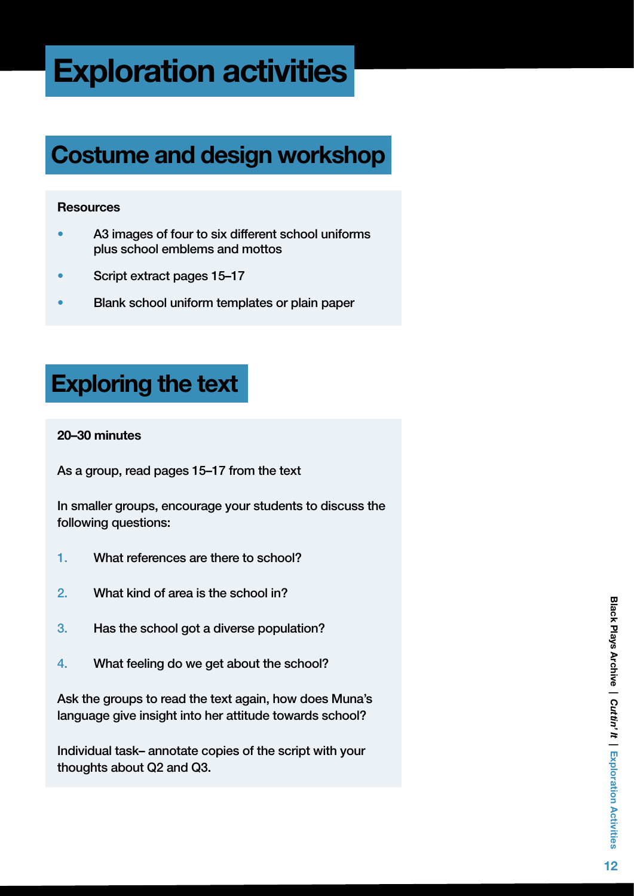# Exploration activities

## Costume and design workshop

**Resources**

- A3 images of four to six different school uniforms plus school emblems and mottos
- Script extract pages 15–17
- Blank school uniform templates or plain paper

## Exploring the text

**20–30 minutes**

As a group, read pages 15–17 from the text

In smaller groups, encourage your students to discuss the following questions:

1. What references are there to school?
2. What kind of area is the school in?
3. Has the school got a diverse population?
4. What feeling do we get about the school?

Ask the groups to read the text again, how does Muna's language give insight into her attitude towards school?

Individual task– annotate copies of the script with your thoughts about Q2 and Q3.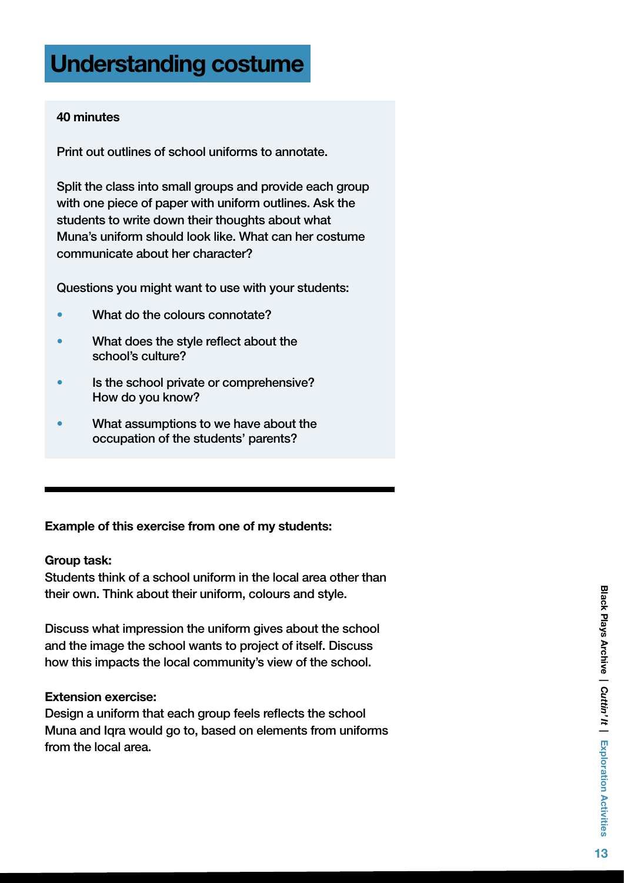# Understanding costume

**40 minutes**

Print out outlines of school uniforms to annotate.

Split the class into small groups and provide each group with one piece of paper with uniform outlines. Ask the students to write down their thoughts about what Muna's uniform should look like. What can her costume communicate about her character?

Questions you might want to use with your students:

- What do the colours connotate?
- What does the style reflect about the school's culture?
- Is the school private or comprehensive? How do you know?
- What assumptions to we have about the occupation of the students' parents?

---

**Example of this exercise from one of my students:**

**Group task:**
Students think of a school uniform in the local area other than their own. Think about their uniform, colours and style.

Discuss what impression the uniform gives about the school and the image the school wants to project of itself. Discuss how this impacts the local community's view of the school.

**Extension exercise:**
Design a uniform that each group feels reflects the school Muna and Iqra would go to, based on elements from uniforms from the local area.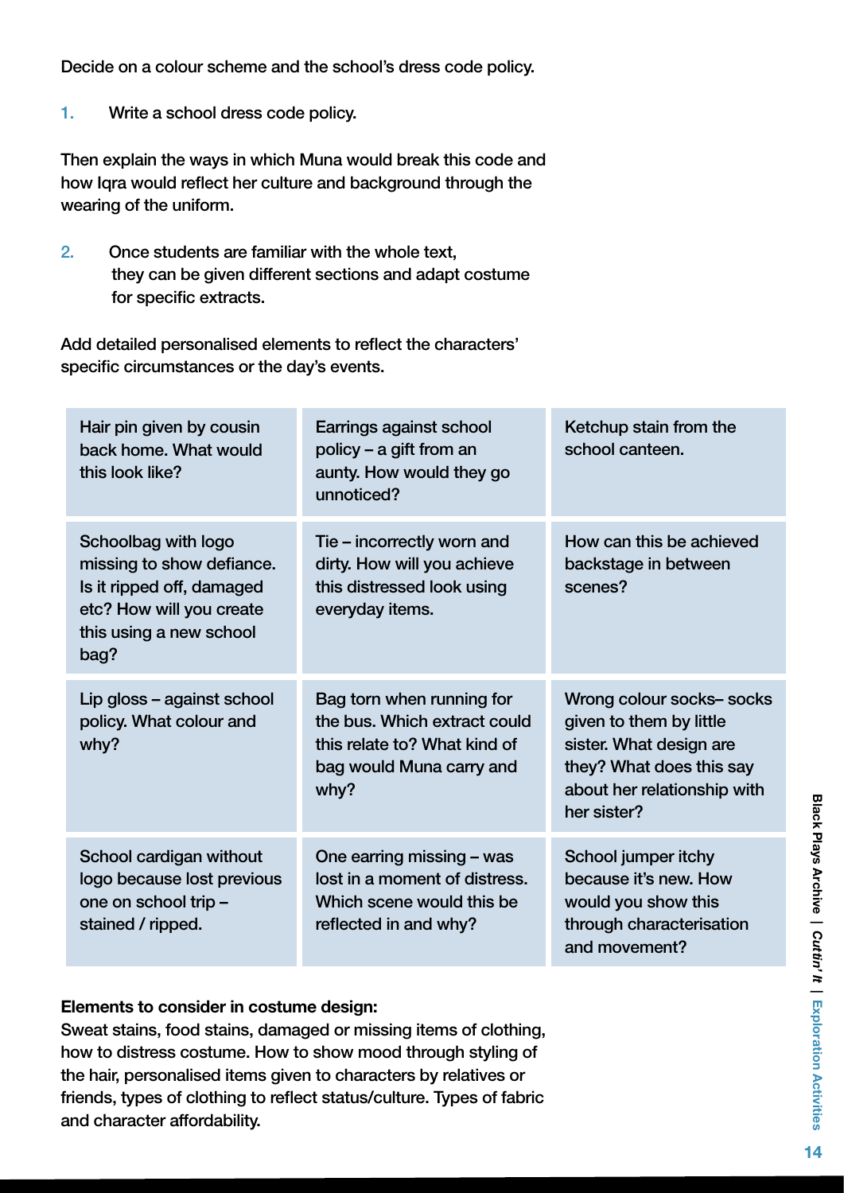Decide on a colour scheme and the school's dress code policy.

1. Write a school dress code policy.

Then explain the ways in which Muna would break this code and how Iqra would reflect her culture and background through the wearing of the uniform.

2. Once students are familiar with the whole text, they can be given different sections and adapt costume for specific extracts.

Add detailed personalised elements to reflect the characters' specific circumstances or the day's events.

| | | |
|---|---|---|
| Hair pin given by cousin back home. What would this look like? | Earrings against school policy – a gift from an aunty. How would they go unnoticed? | Ketchup stain from the school canteen. |
| Schoolbag with logo missing to show defiance. Is it ripped off, damaged etc? How will you create this using a new school bag? | Tie – incorrectly worn and dirty. How will you achieve this distressed look using everyday items. | How can this be achieved backstage in between scenes? |
| Lip gloss – against school policy. What colour and why? | Bag torn when running for the bus. Which extract could this relate to? What kind of bag would Muna carry and why? | Wrong colour socks– socks given to them by little sister. What design are they? What does this say about her relationship with her sister? |
| School cardigan without logo because lost previous one on school trip – stained / ripped. | One earring missing – was lost in a moment of distress. Which scene would this be reflected in and why? | School jumper itchy because it's new. How would you show this through characterisation and movement? |

**Elements to consider in costume design:**
Sweat stains, food stains, damaged or missing items of clothing, how to distress costume. How to show mood through styling of the hair, personalised items given to characters by relatives or friends, types of clothing to reflect status/culture. Types of fabric and character affordability.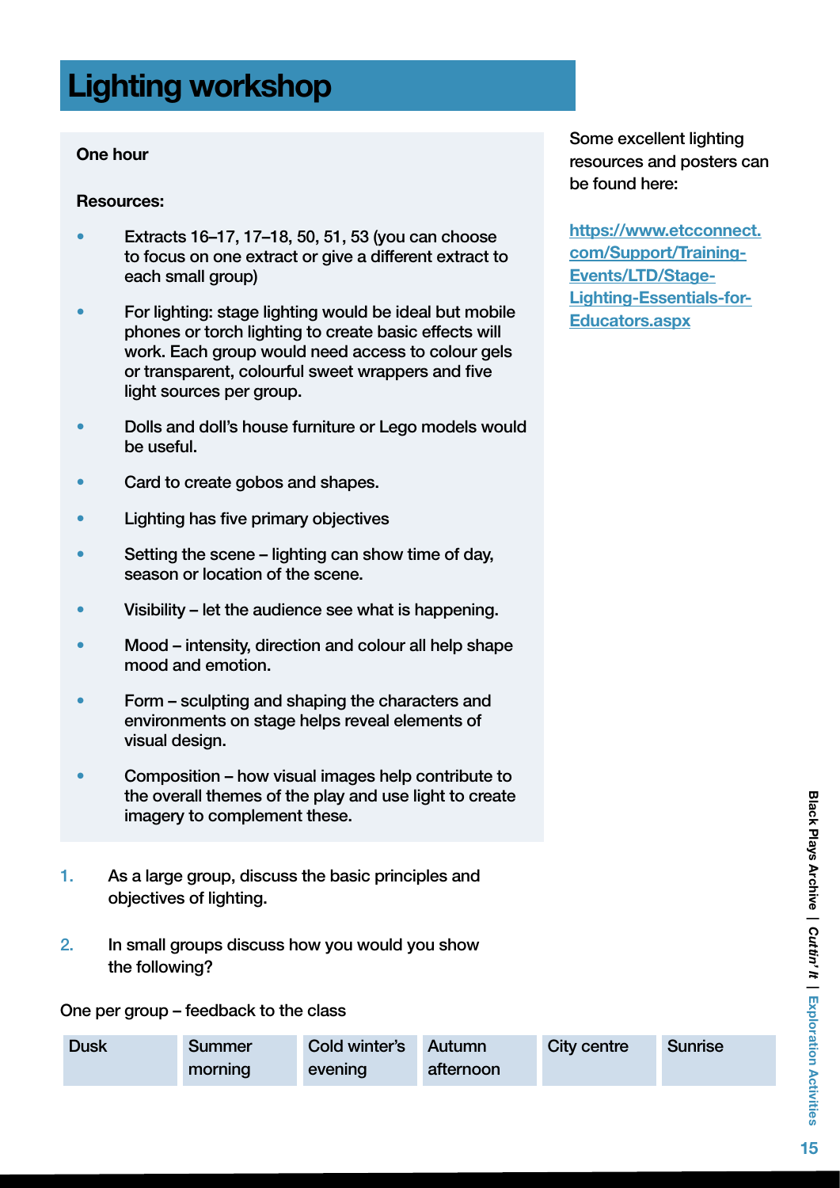# Lighting workshop

**One hour**

**Resources:**

- Extracts 16–17, 17–18, 50, 51, 53 (you can choose to focus on one extract or give a different extract to each small group)
- For lighting: stage lighting would be ideal but mobile phones or torch lighting to create basic effects will work. Each group would need access to colour gels or transparent, colourful sweet wrappers and five light sources per group.
- Dolls and doll's house furniture or Lego models would be useful.
- Card to create gobos and shapes.
- Lighting has five primary objectives
- Setting the scene – lighting can show time of day, season or location of the scene.
- Visibility – let the audience see what is happening.
- Mood – intensity, direction and colour all help shape mood and emotion.
- Form – sculpting and shaping the characters and environments on stage helps reveal elements of visual design.
- Composition – how visual images help contribute to the overall themes of the play and use light to create imagery to complement these.

Some excellent lighting resources and posters can be found here:

[https://www.etcconnect.com/Support/Training-Events/LTD/Stage-Lighting-Essentials-for-Educators.aspx](https://www.etcconnect.com/Support/Training-Events/LTD/Stage-Lighting-Essentials-for-Educators.aspx)

1. As a large group, discuss the basic principles and objectives of lighting.
2. In small groups discuss how you would you show the following?

One per group – feedback to the class

| | | | | | |
|---|---|---|---|---|---|
| Dusk | Summer morning | Cold winter's evening | Autumn afternoon | City centre | Sunrise |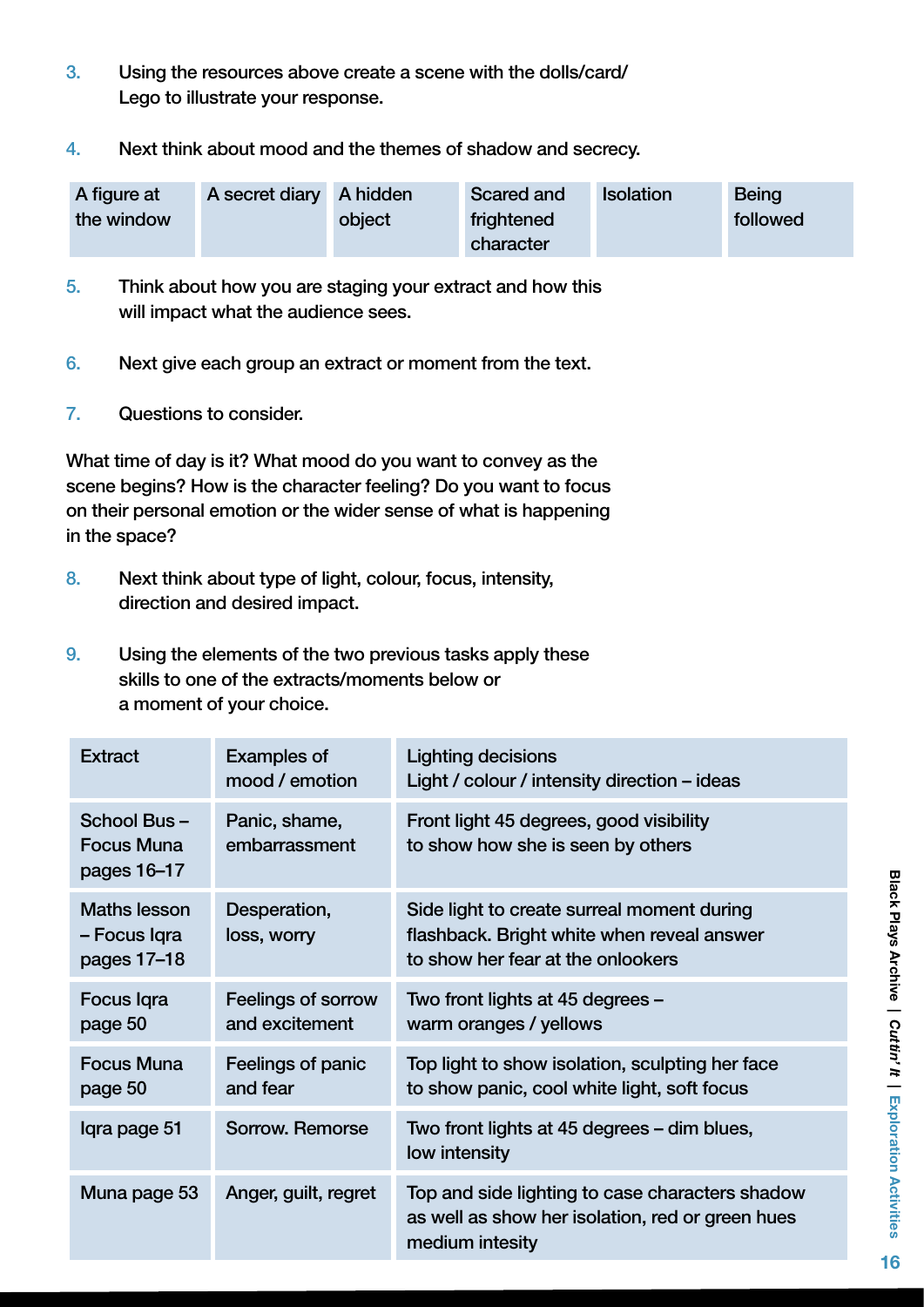3. Using the resources above create a scene with the dolls/card/ Lego to illustrate your response.

4. Next think about mood and the themes of shadow and secrecy.

| | | | | | |
|---|---|---|---|---|---|
| A figure at the window | A secret diary | A hidden object | Scared and frightened character | Isolation | Being followed |

5. Think about how you are staging your extract and how this will impact what the audience sees.

6. Next give each group an extract or moment from the text.

7. Questions to consider.

What time of day is it? What mood do you want to convey as the scene begins? How is the character feeling? Do you want to focus on their personal emotion or the wider sense of what is happening in the space?

8. Next think about type of light, colour, focus, intensity, direction and desired impact.

9. Using the elements of the two previous tasks apply these skills to one of the extracts/moments below or a moment of your choice.

| Extract | Examples of mood / emotion | Lighting decisions<br>Light / colour / intensity direction – ideas |
|---|---|---|
| School Bus – Focus Muna pages 16–17 | Panic, shame, embarrassment | Front light 45 degrees, good visibility to show how she is seen by others |
| Maths lesson – Focus Iqra pages 17–18 | Desperation, loss, worry | Side light to create surreal moment during flashback. Bright white when reveal answer to show her fear at the onlookers |
| Focus Iqra page 50 | Feelings of sorrow and excitement | Two front lights at 45 degrees – warm oranges / yellows |
| Focus Muna page 50 | Feelings of panic and fear | Top light to show isolation, sculpting her face to show panic, cool white light, soft focus |
| Iqra page 51 | Sorrow. Remorse | Two front lights at 45 degrees – dim blues, low intensity |
| Muna page 53 | Anger, guilt, regret | Top and side lighting to case characters shadow as well as show her isolation, red or green hues medium intesity |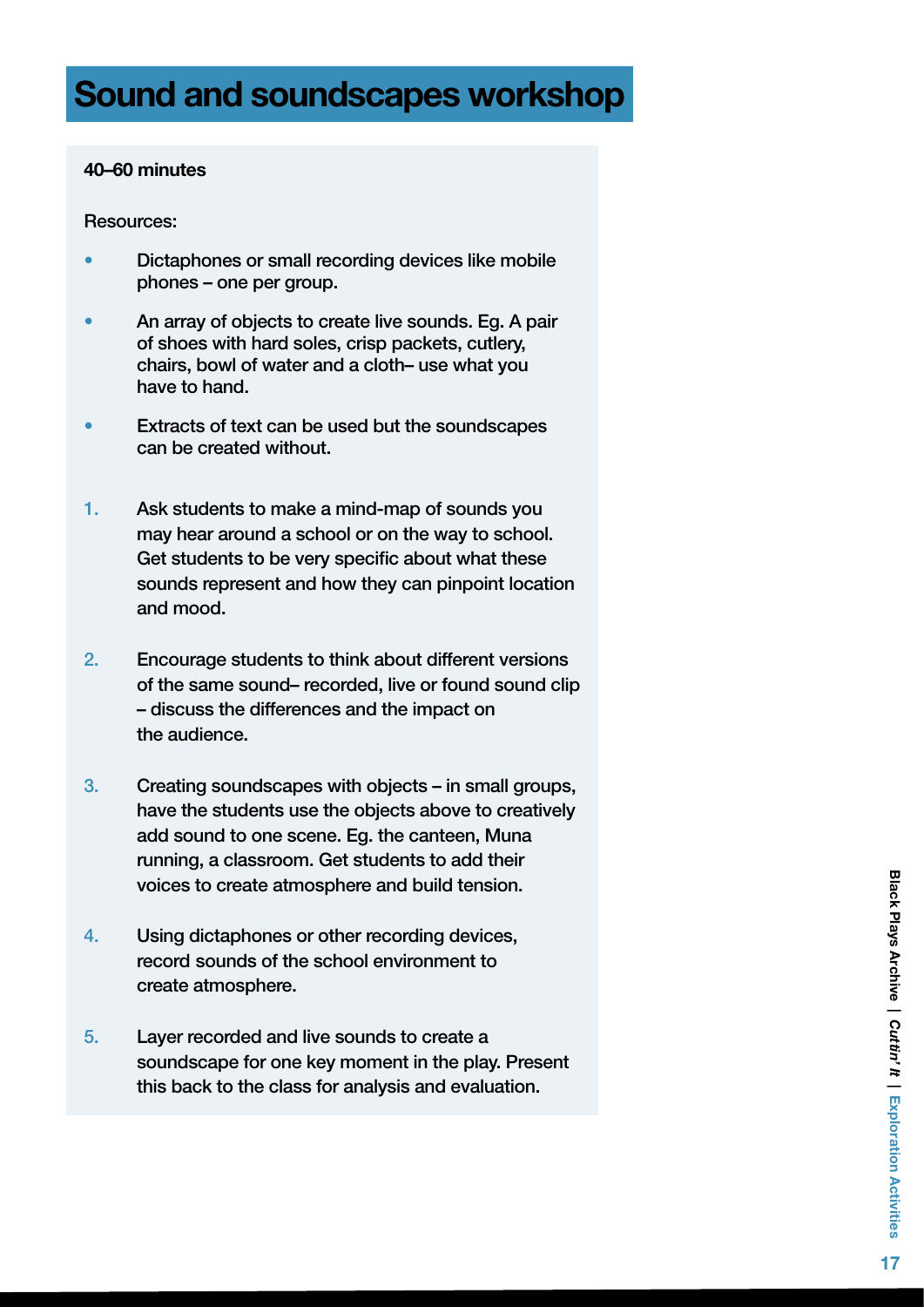# Sound and soundscapes workshop

**40–60 minutes**

Resources:

- Dictaphones or small recording devices like mobile phones – one per group.
- An array of objects to create live sounds. Eg. A pair of shoes with hard soles, crisp packets, cutlery, chairs, bowl of water and a cloth– use what you have to hand.
- Extracts of text can be used but the soundscapes can be created without.

1. Ask students to make a mind-map of sounds you may hear around a school or on the way to school. Get students to be very specific about what these sounds represent and how they can pinpoint location and mood.
2. Encourage students to think about different versions of the same sound– recorded, live or found sound clip – discuss the differences and the impact on the audience.
3. Creating soundscapes with objects – in small groups, have the students use the objects above to creatively add sound to one scene. Eg. the canteen, Muna running, a classroom. Get students to add their voices to create atmosphere and build tension.
4. Using dictaphones or other recording devices, record sounds of the school environment to create atmosphere.
5. Layer recorded and live sounds to create a soundscape for one key moment in the play. Present this back to the class for analysis and evaluation.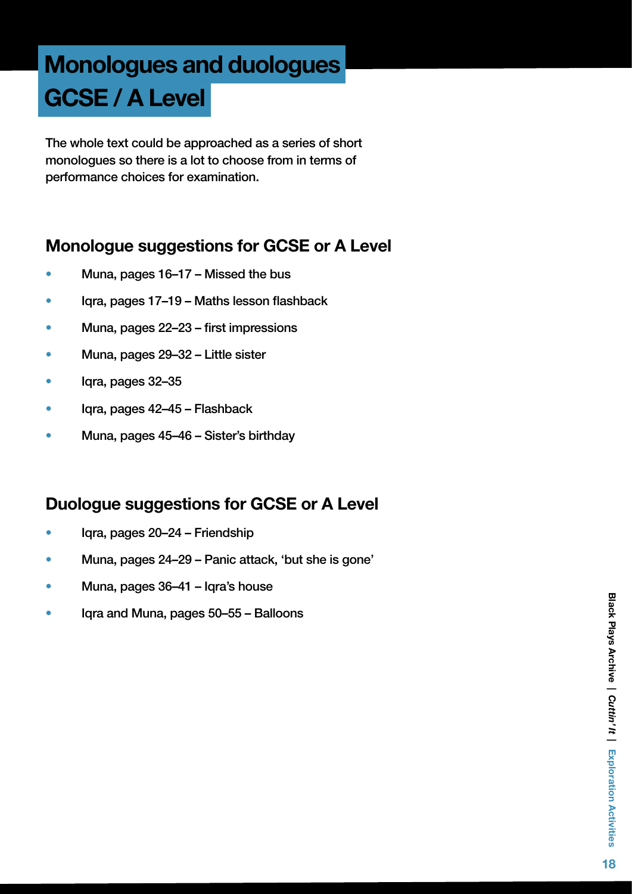# Monologues and duologues GCSE / A Level

The whole text could be approached as a series of short monologues so there is a lot to choose from in terms of performance choices for examination.

## Monologue suggestions for GCSE or A Level

- Muna, pages 16–17 – Missed the bus
- Iqra, pages 17–19 – Maths lesson flashback
- Muna, pages 22–23 – first impressions
- Muna, pages 29–32 – Little sister
- Iqra, pages 32–35
- Iqra, pages 42–45 – Flashback
- Muna, pages 45–46 – Sister's birthday

## Duologue suggestions for GCSE or A Level

- Iqra, pages 20–24 – Friendship
- Muna, pages 24–29 – Panic attack, 'but she is gone'
- Muna, pages 36–41 – Iqra's house
- Iqra and Muna, pages 50–55 – Balloons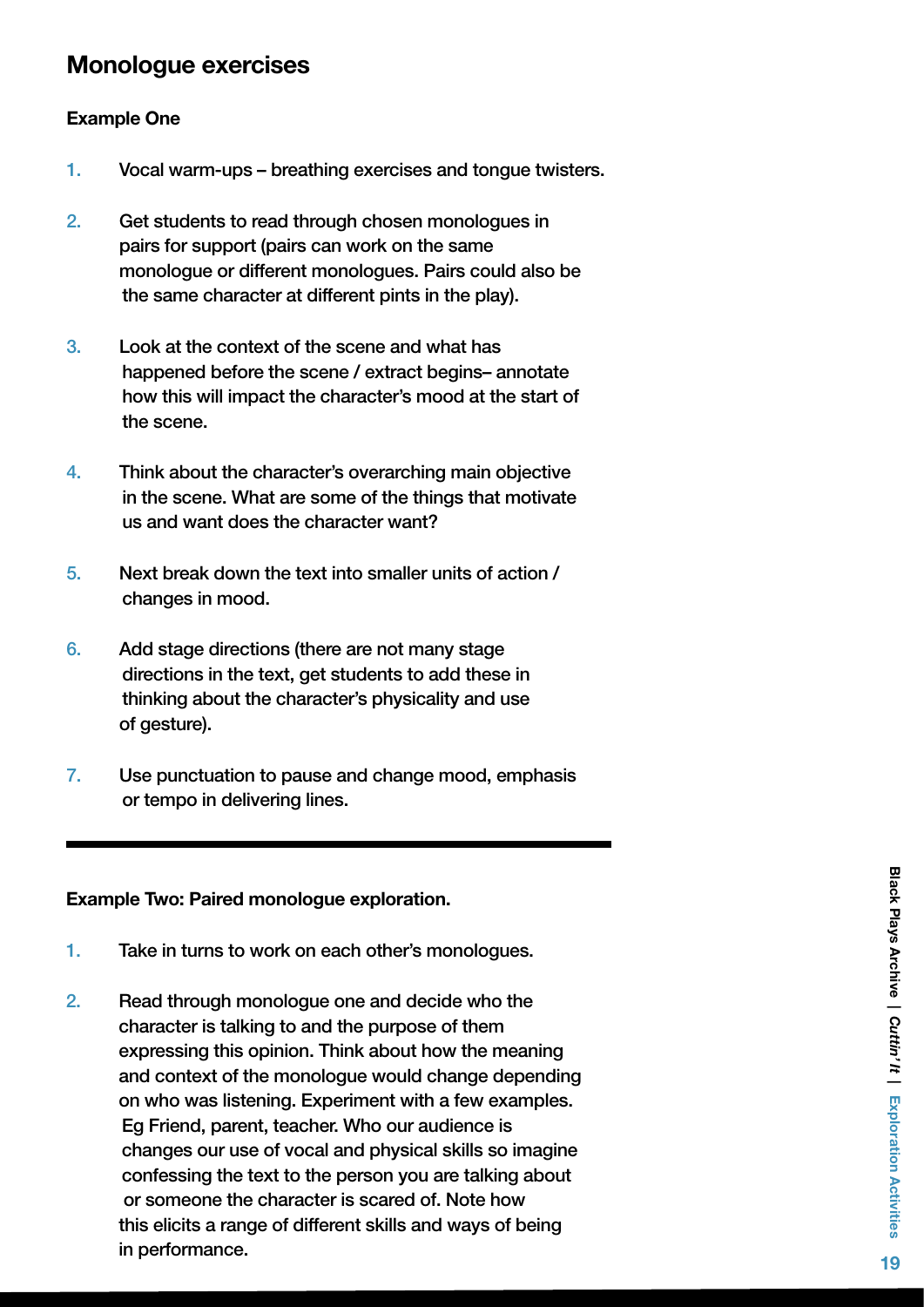## Monologue exercises

**Example One**

1. Vocal warm-ups – breathing exercises and tongue twisters.
2. Get students to read through chosen monologues in pairs for support (pairs can work on the same monologue or different monologues. Pairs could also be the same character at different pints in the play).
3. Look at the context of the scene and what has happened before the scene / extract begins– annotate how this will impact the character's mood at the start of the scene.
4. Think about the character's overarching main objective in the scene. What are some of the things that motivate us and want does the character want?
5. Next break down the text into smaller units of action / changes in mood.
6. Add stage directions (there are not many stage directions in the text, get students to add these in thinking about the character's physicality and use of gesture).
7. Use punctuation to pause and change mood, emphasis or tempo in delivering lines.

---

**Example Two: Paired monologue exploration.**

1. Take in turns to work on each other's monologues.
2. Read through monologue one and decide who the character is talking to and the purpose of them expressing this opinion. Think about how the meaning and context of the monologue would change depending on who was listening. Experiment with a few examples. Eg Friend, parent, teacher. Who our audience is changes our use of vocal and physical skills so imagine confessing the text to the person you are talking about or someone the character is scared of. Note how this elicits a range of different skills and ways of being in performance.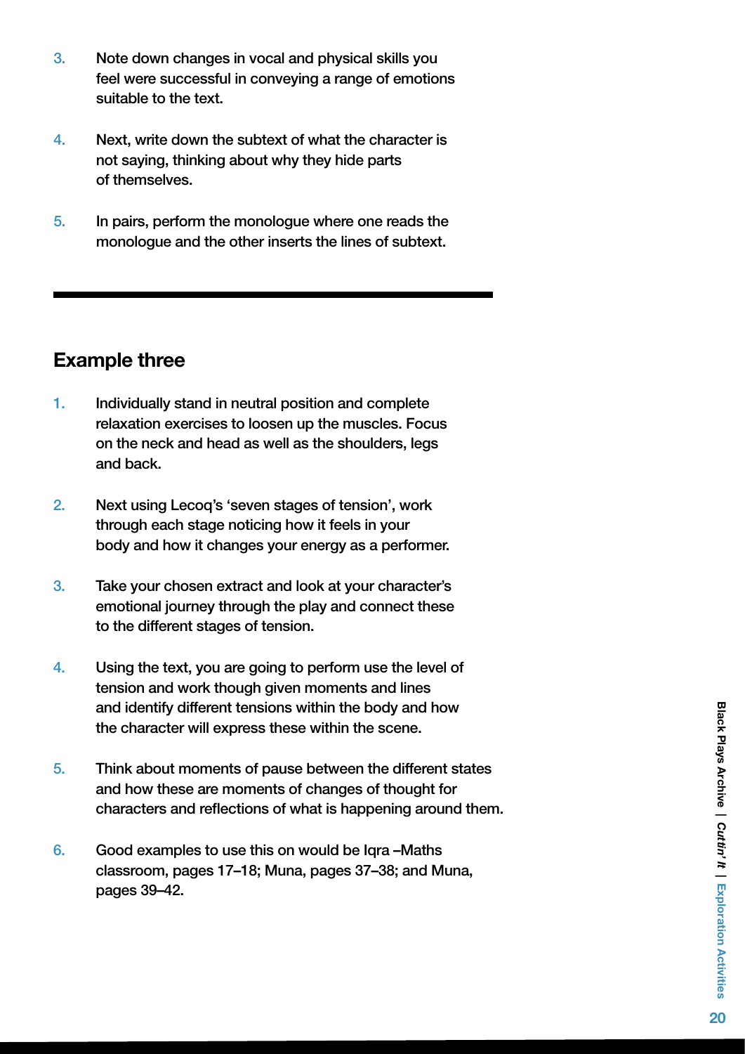3. Note down changes in vocal and physical skills you feel were successful in conveying a range of emotions suitable to the text.

4. Next, write down the subtext of what the character is not saying, thinking about why they hide parts of themselves.

5. In pairs, perform the monologue where one reads the monologue and the other inserts the lines of subtext.

---

## Example three

1. Individually stand in neutral position and complete relaxation exercises to loosen up the muscles. Focus on the neck and head as well as the shoulders, legs and back.

2. Next using Lecoq's 'seven stages of tension', work through each stage noticing how it feels in your body and how it changes your energy as a performer.

3. Take your chosen extract and look at your character's emotional journey through the play and connect these to the different stages of tension.

4. Using the text, you are going to perform use the level of tension and work though given moments and lines and identify different tensions within the body and how the character will express these within the scene.

5. Think about moments of pause between the different states and how these are moments of changes of thought for characters and reflections of what is happening around them.

6. Good examples to use this on would be Iqra –Maths classroom, pages 17–18; Muna, pages 37–38; and Muna, pages 39–42.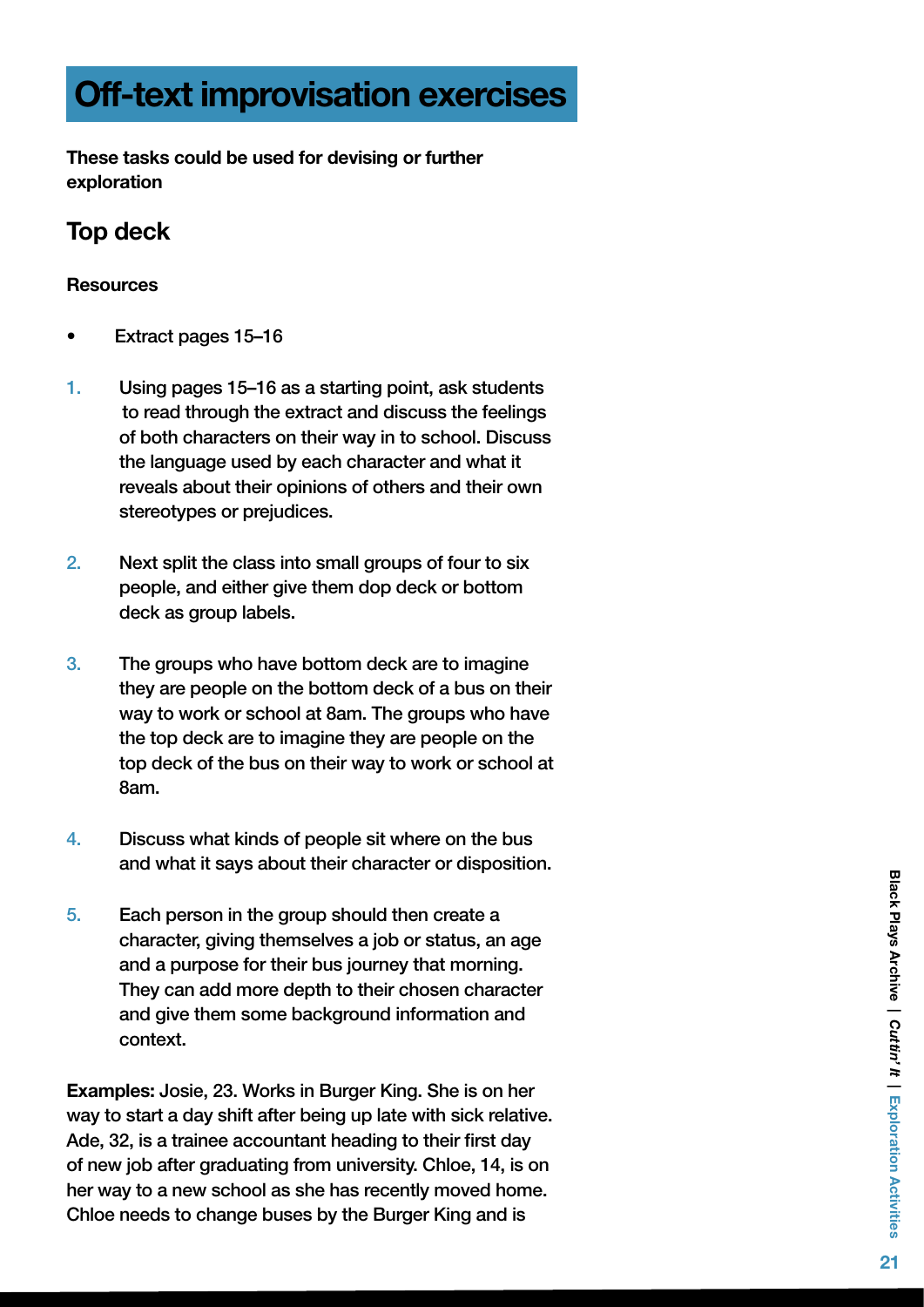# Off-text improvisation exercises

**These tasks could be used for devising or further exploration**

## Top deck

**Resources**

- Extract pages 15–16

1. Using pages 15–16 as a starting point, ask students to read through the extract and discuss the feelings of both characters on their way in to school. Discuss the language used by each character and what it reveals about their opinions of others and their own stereotypes or prejudices.
2. Next split the class into small groups of four to six people, and either give them dop deck or bottom deck as group labels.
3. The groups who have bottom deck are to imagine they are people on the bottom deck of a bus on their way to work or school at 8am. The groups who have the top deck are to imagine they are people on the top deck of the bus on their way to work or school at 8am.
4. Discuss what kinds of people sit where on the bus and what it says about their character or disposition.
5. Each person in the group should then create a character, giving themselves a job or status, an age and a purpose for their bus journey that morning. They can add more depth to their chosen character and give them some background information and context.

**Examples:** Josie, 23. Works in Burger King. She is on her way to start a day shift after being up late with sick relative. Ade, 32, is a trainee accountant heading to their first day of new job after graduating from university. Chloe, 14, is on her way to a new school as she has recently moved home. Chloe needs to change buses by the Burger King and is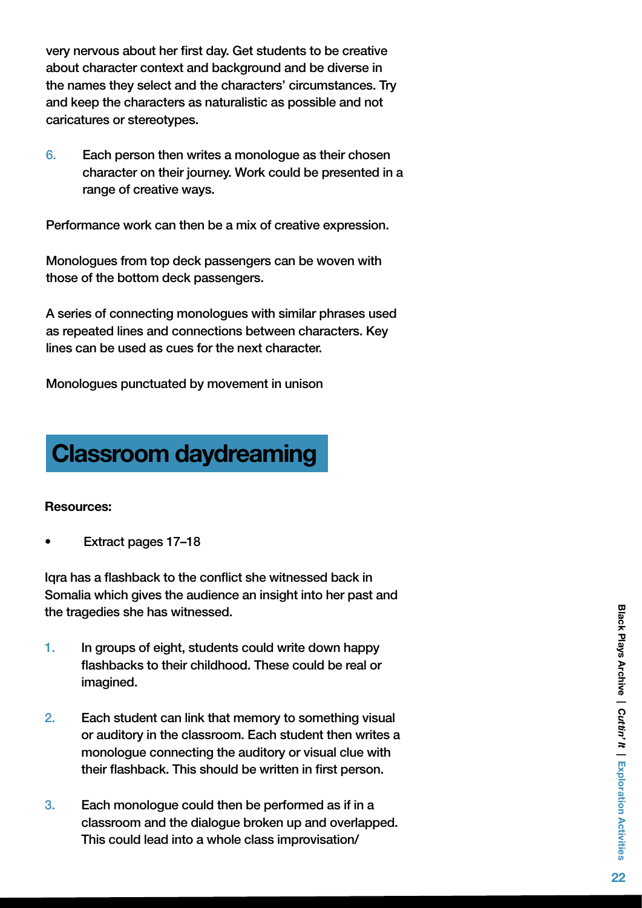very nervous about her first day. Get students to be creative about character context and background and be diverse in the names they select and the characters' circumstances. Try and keep the characters as naturalistic as possible and not caricatures or stereotypes.

6. Each person then writes a monologue as their chosen character on their journey. Work could be presented in a range of creative ways.

Performance work can then be a mix of creative expression.

Monologues from top deck passengers can be woven with those of the bottom deck passengers.

A series of connecting monologues with similar phrases used as repeated lines and connections between characters. Key lines can be used as cues for the next character.

Monologues punctuated by movement in unison

## Classroom daydreaming

**Resources:**

- Extract pages 17–18

Iqra has a flashback to the conflict she witnessed back in Somalia which gives the audience an insight into her past and the tragedies she has witnessed.

1. In groups of eight, students could write down happy flashbacks to their childhood. These could be real or imagined.
2. Each student can link that memory to something visual or auditory in the classroom. Each student then writes a monologue connecting the auditory or visual clue with their flashback. This should be written in first person.
3. Each monologue could then be performed as if in a classroom and the dialogue broken up and overlapped. This could lead into a whole class improvisation/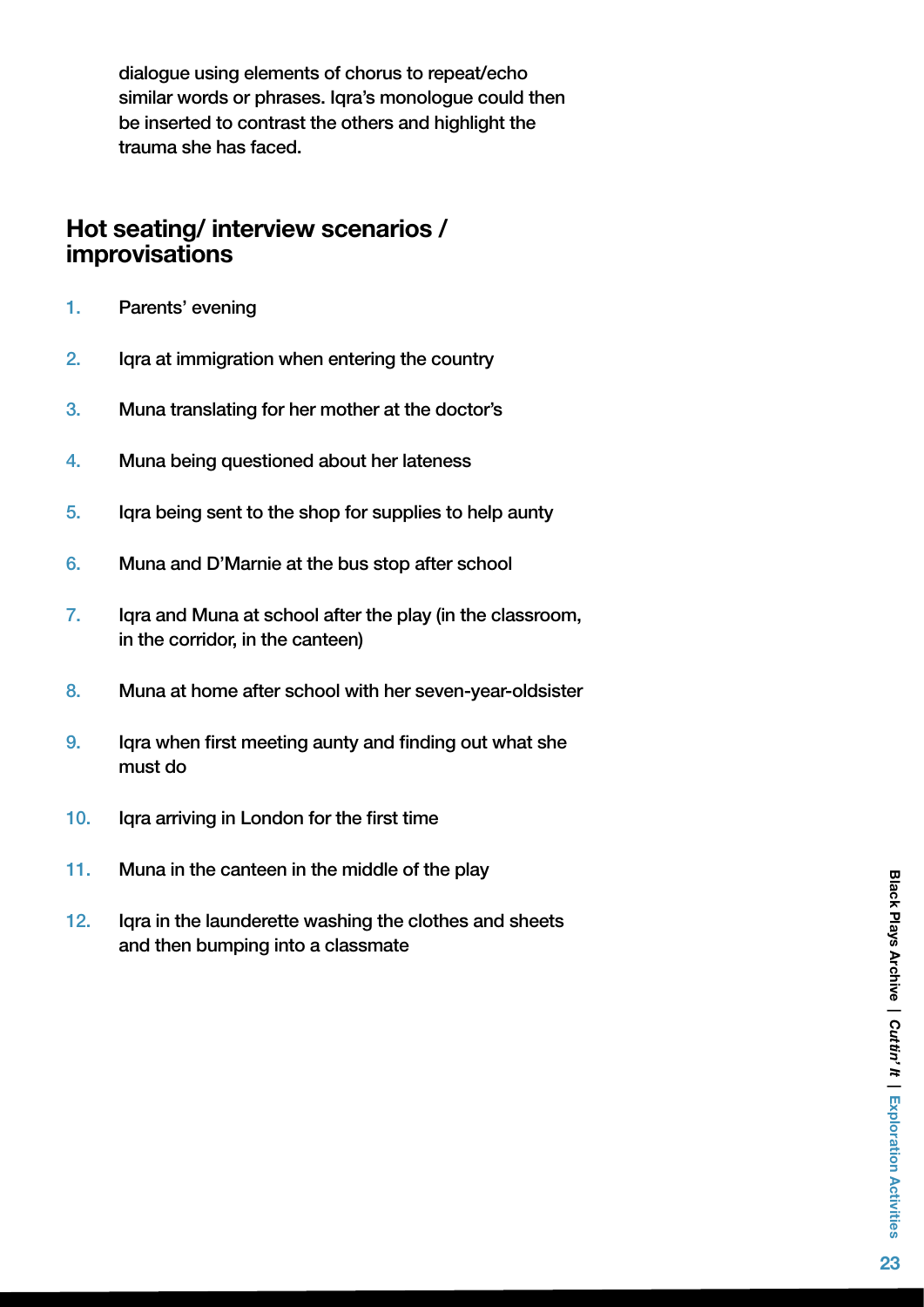dialogue using elements of chorus to repeat/echo similar words or phrases. Iqra's monologue could then be inserted to contrast the others and highlight the trauma she has faced.

## Hot seating/ interview scenarios / improvisations

1. Parents' evening
2. Iqra at immigration when entering the country
3. Muna translating for her mother at the doctor's
4. Muna being questioned about her lateness
5. Iqra being sent to the shop for supplies to help aunty
6. Muna and D'Marnie at the bus stop after school
7. Iqra and Muna at school after the play (in the classroom, in the corridor, in the canteen)
8. Muna at home after school with her seven-year-oldsister
9. Iqra when first meeting aunty and finding out what she must do
10. Iqra arriving in London for the first time
11. Muna in the canteen in the middle of the play
12. Iqra in the launderette washing the clothes and sheets and then bumping into a classmate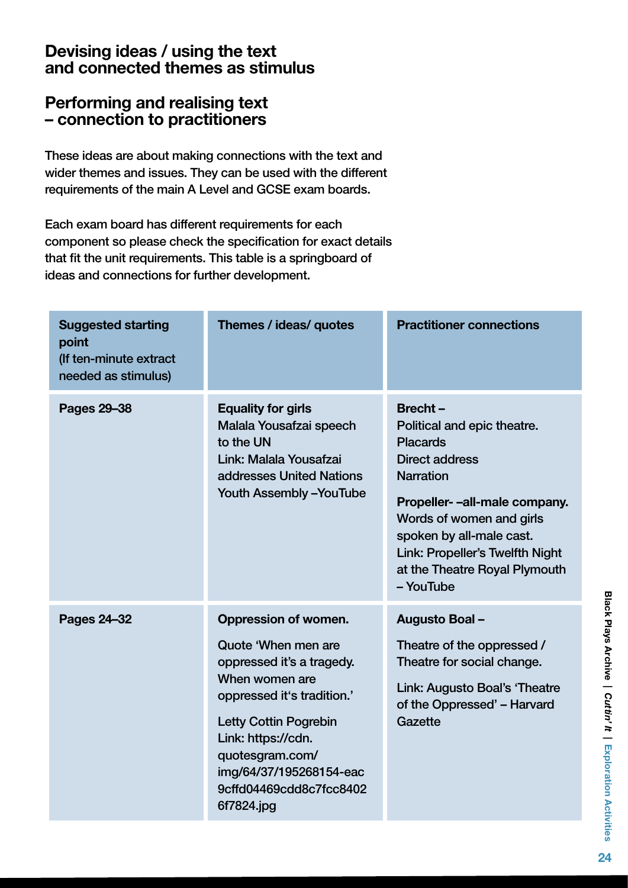## Devising ideas / using the text and connected themes as stimulus

## Performing and realising text – connection to practitioners

These ideas are about making connections with the text and wider themes and issues. They can be used with the different requirements of the main A Level and GCSE exam boards.

Each exam board has different requirements for each component so please check the specification for exact details that fit the unit requirements. This table is a springboard of ideas and connections for further development.

| **Suggested starting point** (If ten-minute extract needed as stimulus) | **Themes / ideas/ quotes** | **Practitioner connections** |
|---|---|---|
| **Pages 29–38** | **Equality for girls**<br>Malala Yousafzai speech to the UN<br>Link: Malala Yousafzai addresses United Nations Youth Assembly –YouTube | **Brecht –**<br>Political and epic theatre.<br>Placards<br>Direct address<br>Narration<br><br>**Propeller- –all-male company.**<br>Words of women and girls spoken by all-male cast.<br>Link: Propeller's Twelfth Night at the Theatre Royal Plymouth – YouTube |
| **Pages 24–32** | **Oppression of women.**<br><br>Quote 'When men are oppressed it's a tragedy. When women are oppressed it's tradition.'<br><br>Letty Cottin Pogrebin<br>Link: https://cdn.quotesgram.com/img/64/37/195268154-eac9cffd04469cdd8c7fcc84026f7824.jpg | **Augusto Boal –**<br><br>Theatre of the oppressed / Theatre for social change.<br><br>Link: Augusto Boal's 'Theatre of the Oppressed' – Harvard Gazette |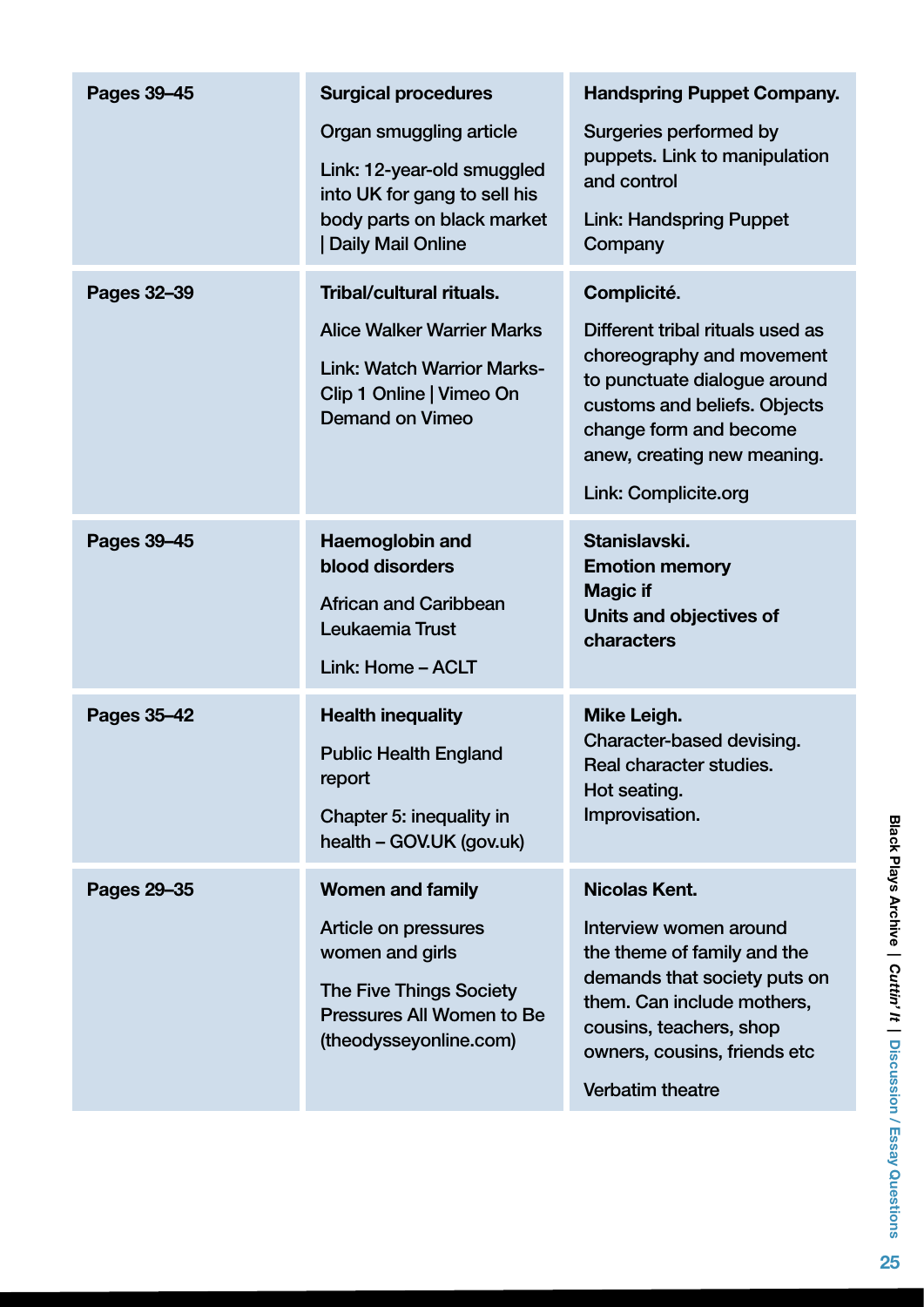| | | |
|---|---|---|
| Pages 39–45 | **Surgical procedures**<br><br>Organ smuggling article<br><br>Link: 12-year-old smuggled into UK for gang to sell his body parts on black market \| Daily Mail Online | **Handspring Puppet Company.**<br><br>Surgeries performed by puppets. Link to manipulation and control<br><br>Link: Handspring Puppet Company |
| Pages 32–39 | **Tribal/cultural rituals.**<br><br>Alice Walker Warrier Marks<br><br>Link: Watch Warrior Marks- Clip 1 Online \| Vimeo On Demand on Vimeo | **Complicité.**<br><br>Different tribal rituals used as choreography and movement to punctuate dialogue around customs and beliefs. Objects change form and become anew, creating new meaning.<br><br>Link: Complicite.org |
| Pages 39–45 | **Haemoglobin and blood disorders**<br><br>African and Caribbean Leukaemia Trust<br><br>Link: Home – ACLT | **Stanislavski.**<br>**Emotion memory**<br>**Magic if**<br>**Units and objectives of characters** |
| Pages 35–42 | **Health inequality**<br><br>Public Health England report<br><br>Chapter 5: inequality in health – GOV.UK (gov.uk) | **Mike Leigh.**<br>Character-based devising.<br>Real character studies.<br>Hot seating.<br>Improvisation. |
| Pages 29–35 | **Women and family**<br><br>Article on pressures women and girls<br><br>The Five Things Society Pressures All Women to Be (theodysseyonline.com) | **Nicolas Kent.**<br><br>Interview women around the theme of family and the demands that society puts on them. Can include mothers, cousins, teachers, shop owners, cousins, friends etc<br><br>Verbatim theatre |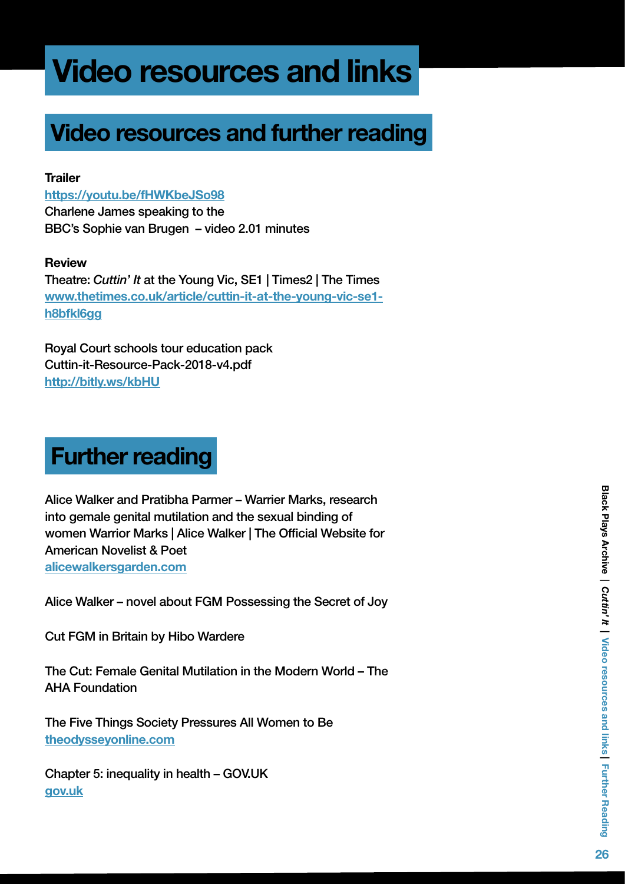# Video resources and links

## Video resources and further reading

**Trailer**
https://youtu.be/fHWKbeJSo98
Charlene James speaking to the
BBC's Sophie van Brugen – video 2.01 minutes

**Review**
Theatre: *Cuttin' It* at the Young Vic, SE1 | Times2 | The Times
www.thetimes.co.uk/article/cuttin-it-at-the-young-vic-se1-h8bfkl6gg

Royal Court schools tour education pack
Cuttin-it-Resource-Pack-2018-v4.pdf
http://bitly.ws/kbHU

## Further reading

Alice Walker and Pratibha Parmer – Warrier Marks, research into gemale genital mutilation and the sexual binding of women Warrior Marks | Alice Walker | The Official Website for American Novelist & Poet
alicewalkersgarden.com

Alice Walker – novel about FGM Possessing the Secret of Joy

Cut FGM in Britain by Hibo Wardere

The Cut: Female Genital Mutilation in the Modern World – The AHA Foundation

The Five Things Society Pressures All Women to Be
theodysseyonline.com

Chapter 5: inequality in health – GOV.UK
gov.uk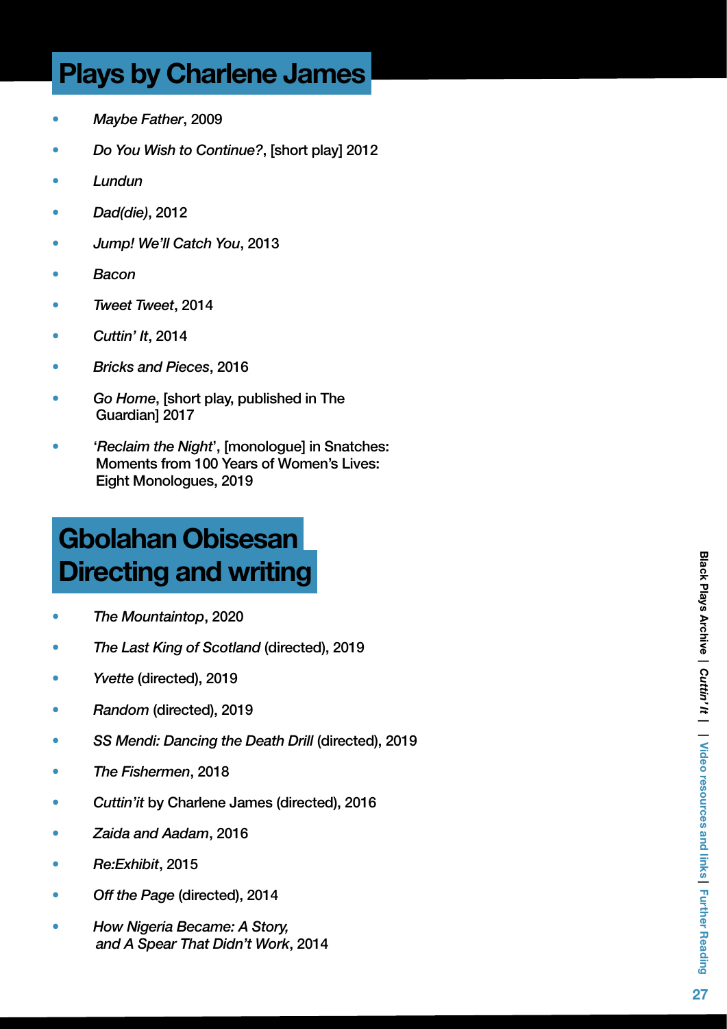## Plays by Charlene James

- *Maybe Father*, 2009
- *Do You Wish to Continue?*, [short play] 2012
- *Lundun*
- *Dad(die)*, 2012
- *Jump! We'll Catch You*, 2013
- *Bacon*
- *Tweet Tweet*, 2014
- *Cuttin' It*, 2014
- *Bricks and Pieces*, 2016
- *Go Home*, [short play, published in The Guardian] 2017
- '*Reclaim the Night*', [monologue] in Snatches: Moments from 100 Years of Women's Lives: Eight Monologues, 2019

## Gbolahan Obisesan Directing and writing

- *The Mountaintop*, 2020
- *The Last King of Scotland* (directed), 2019
- *Yvette* (directed), 2019
- *Random* (directed), 2019
- *SS Mendi: Dancing the Death Drill* (directed), 2019
- *The Fishermen*, 2018
- *Cuttin'it* by Charlene James (directed), 2016
- *Zaida and Aadam*, 2016
- *Re:Exhibit*, 2015
- *Off the Page* (directed), 2014
- *How Nigeria Became: A Story, and A Spear That Didn't Work*, 2014